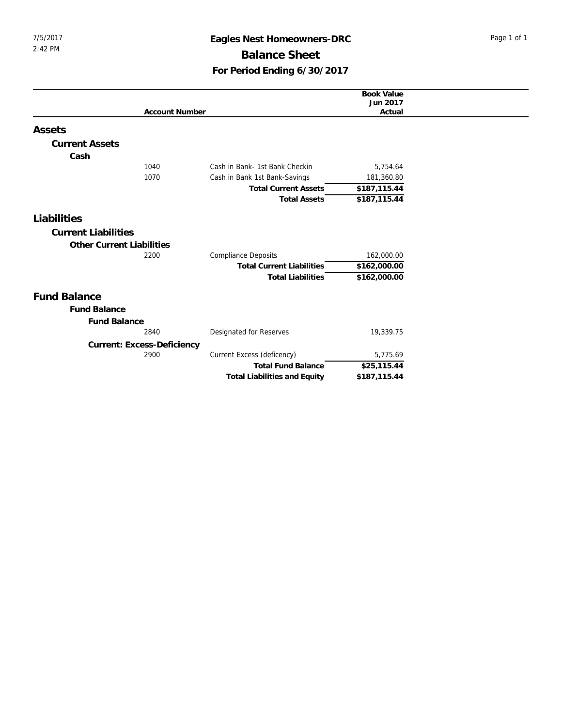7/5/2017
2:42 PM

# Eagles Nest Homeowners-DRC

## Balance Sheet

### For Period Ending 6/30/2017

| Account Number | | Book Value Jun 2017 Actual |
|---|---|---|
| **Assets** | | |
| **Current Assets** | | |
| **Cash** | | |
| 1040 | Cash in Bank- 1st Bank Checkin | 5,754.64 |
| 1070 | Cash in Bank 1st Bank-Savings | 181,360.80 |
| | **Total Current Assets** | **$187,115.44** |
| | **Total Assets** | **$187,115.44** |
| **Liabilities** | | |
| **Current Liabilities** | | |
| **Other Current Liabilities** | | |
| 2200 | Compliance Deposits | 162,000.00 |
| | **Total Current Liabilities** | **$162,000.00** |
| | **Total Liabilities** | **$162,000.00** |
| **Fund Balance** | | |
| **Fund Balance** | | |
| **Fund Balance** | | |
| 2840 | Designated for Reserves | 19,339.75 |
| **Current: Excess-Deficiency** | | |
| 2900 | Current Excess (deficency) | 5,775.69 |
| | **Total Fund Balance** | **$25,115.44** |
| | **Total Liabilities and Equity** | **$187,115.44** |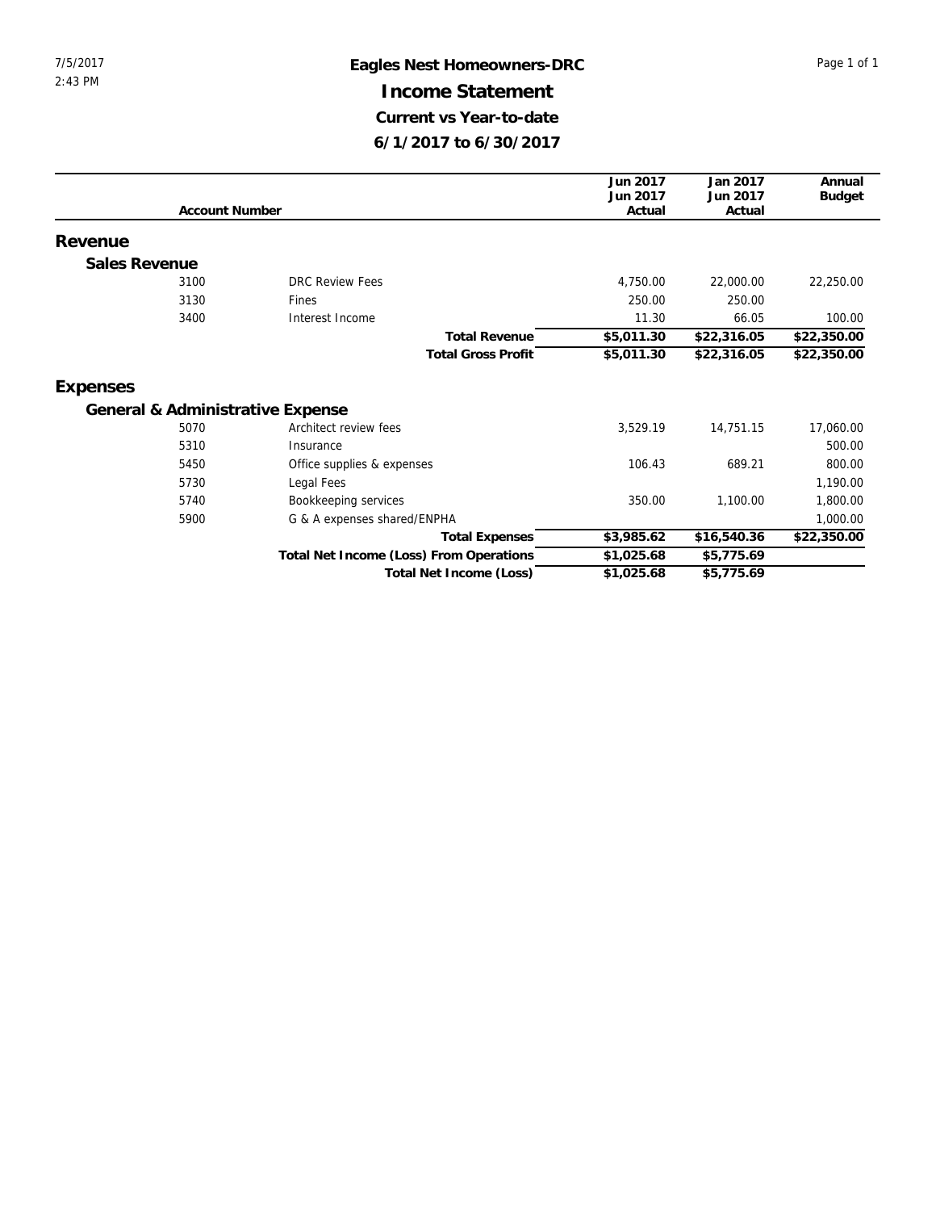# Eagles Nest Homeowners-DRC

## Income Statement

### Current vs Year-to-date

### 6/1/2017 to 6/30/2017

7/5/2017
2:43 PM

| Account Number | | Jun 2017 Jun 2017 Actual | Jan 2017 Jun 2017 Actual | Annual Budget |
|---|---|---|---|---|
| **Revenue** | | | | |
| **Sales Revenue** | | | | |
| 3100 | DRC Review Fees | 4,750.00 | 22,000.00 | 22,250.00 |
| 3130 | Fines | 250.00 | 250.00 | |
| 3400 | Interest Income | 11.30 | 66.05 | 100.00 |
| | **Total Revenue** | **$5,011.30** | **$22,316.05** | **$22,350.00** |
| | **Total Gross Profit** | **$5,011.30** | **$22,316.05** | **$22,350.00** |
| **Expenses** | | | | |
| **General & Administrative Expense** | | | | |
| 5070 | Architect review fees | 3,529.19 | 14,751.15 | 17,060.00 |
| 5310 | Insurance | | | 500.00 |
| 5450 | Office supplies & expenses | 106.43 | 689.21 | 800.00 |
| 5730 | Legal Fees | | | 1,190.00 |
| 5740 | Bookkeeping services | 350.00 | 1,100.00 | 1,800.00 |
| 5900 | G & A expenses shared/ENPHA | | | 1,000.00 |
| | **Total Expenses** | **$3,985.62** | **$16,540.36** | **$22,350.00** |
| | **Total Net Income (Loss) From Operations** | **$1,025.68** | **$5,775.69** | |
| | **Total Net Income (Loss)** | **$1,025.68** | **$5,775.69** | |